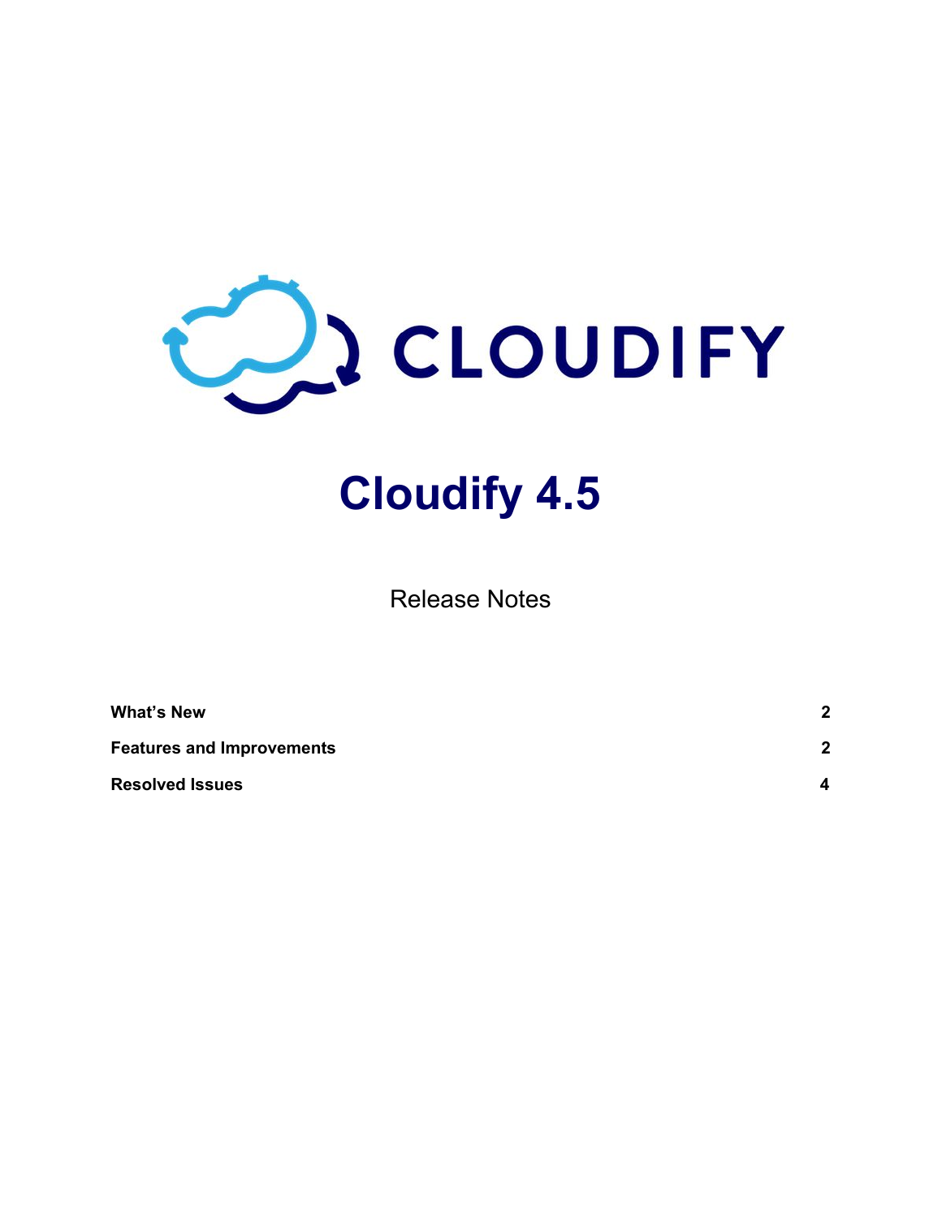CLOUDIFY

# Cloudify 4.5

Release Notes

| | |
|---|---|
| **What's New** | **2** |
| **Features and Improvements** | **2** |
| **Resolved Issues** | **4** |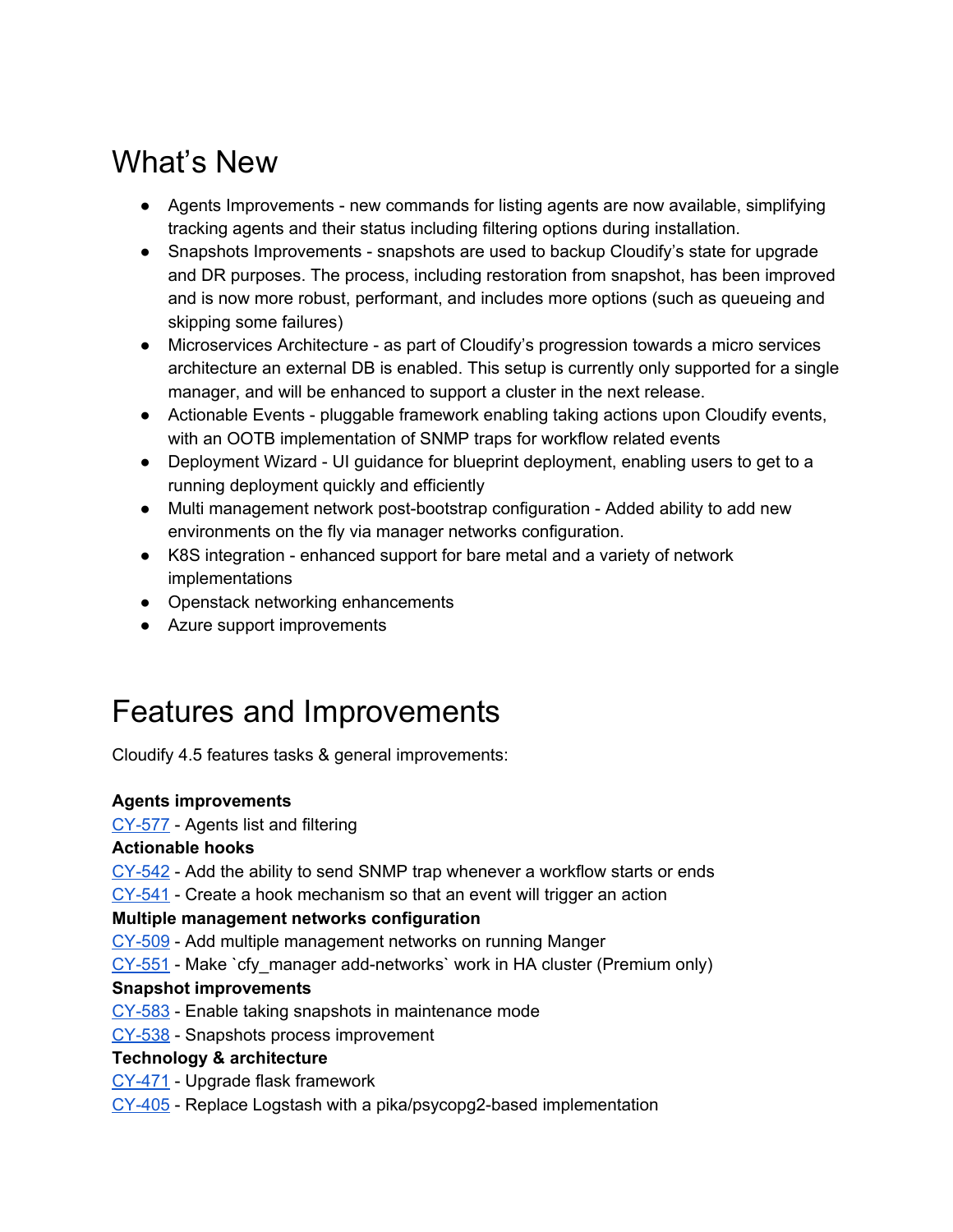# What's New

- Agents Improvements - new commands for listing agents are now available, simplifying tracking agents and their status including filtering options during installation.
- Snapshots Improvements - snapshots are used to backup Cloudify's state for upgrade and DR purposes. The process, including restoration from snapshot, has been improved and is now more robust, performant, and includes more options (such as queueing and skipping some failures)
- Microservices Architecture - as part of Cloudify's progression towards a micro services architecture an external DB is enabled. This setup is currently only supported for a single manager, and will be enhanced to support a cluster in the next release.
- Actionable Events - pluggable framework enabling taking actions upon Cloudify events, with an OOTB implementation of SNMP traps for workflow related events
- Deployment Wizard - UI guidance for blueprint deployment, enabling users to get to a running deployment quickly and efficiently
- Multi management network post-bootstrap configuration - Added ability to add new environments on the fly via manager networks configuration.
- K8S integration - enhanced support for bare metal and a variety of network implementations
- Openstack networking enhancements
- Azure support improvements

# Features and Improvements

Cloudify 4.5 features tasks & general improvements:

**Agents improvements**
CY-577 - Agents list and filtering
**Actionable hooks**
CY-542 - Add the ability to send SNMP trap whenever a workflow starts or ends
CY-541 - Create a hook mechanism so that an event will trigger an action
**Multiple management networks configuration**
CY-509 - Add multiple management networks on running Manger
CY-551 - Make `cfy_manager add-networks` work in HA cluster (Premium only)
**Snapshot improvements**
CY-583 - Enable taking snapshots in maintenance mode
CY-538 - Snapshots process improvement
**Technology & architecture**
CY-471 - Upgrade flask framework
CY-405 - Replace Logstash with a pika/psycopg2-based implementation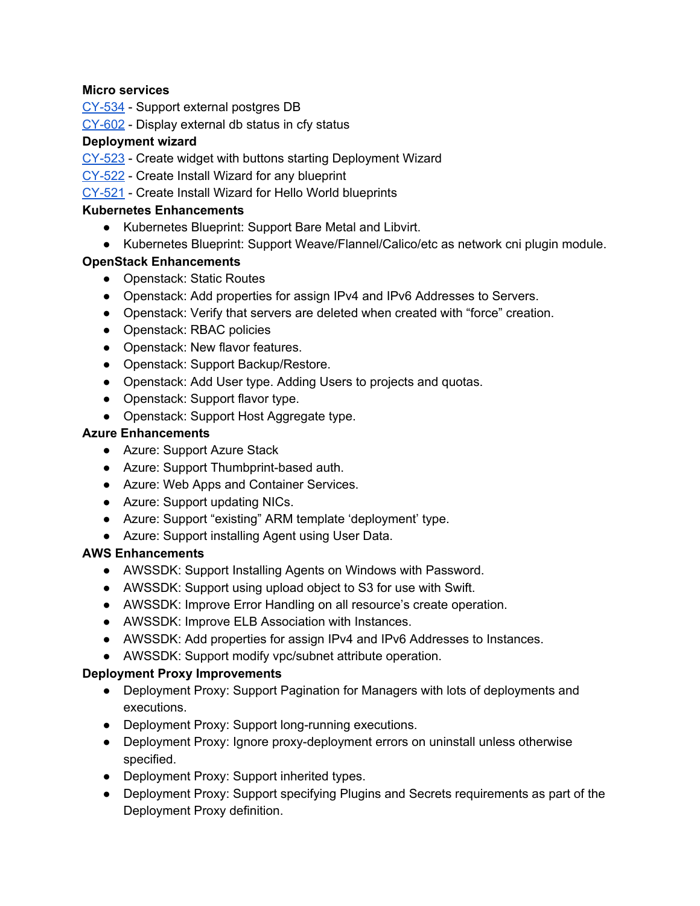**Micro services**

[CY-534](#) - Support external postgres DB

[CY-602](#) - Display external db status in cfy status

**Deployment wizard**

[CY-523](#) - Create widget with buttons starting Deployment Wizard

[CY-522](#) - Create Install Wizard for any blueprint

[CY-521](#) - Create Install Wizard for Hello World blueprints

**Kubernetes Enhancements**

- Kubernetes Blueprint: Support Bare Metal and Libvirt.
- Kubernetes Blueprint: Support Weave/Flannel/Calico/etc as network cni plugin module.

**OpenStack Enhancements**

- Openstack: Static Routes
- Openstack: Add properties for assign IPv4 and IPv6 Addresses to Servers.
- Openstack: Verify that servers are deleted when created with "force" creation.
- Openstack: RBAC policies
- Openstack: New flavor features.
- Openstack: Support Backup/Restore.
- Openstack: Add User type. Adding Users to projects and quotas.
- Openstack: Support flavor type.
- Openstack: Support Host Aggregate type.

**Azure Enhancements**

- Azure: Support Azure Stack
- Azure: Support Thumbprint-based auth.
- Azure: Web Apps and Container Services.
- Azure: Support updating NICs.
- Azure: Support "existing" ARM template 'deployment' type.
- Azure: Support installing Agent using User Data.

**AWS Enhancements**

- AWSSDK: Support Installing Agents on Windows with Password.
- AWSSDK: Support using upload object to S3 for use with Swift.
- AWSSDK: Improve Error Handling on all resource's create operation.
- AWSSDK: Improve ELB Association with Instances.
- AWSSDK: Add properties for assign IPv4 and IPv6 Addresses to Instances.
- AWSSDK: Support modify vpc/subnet attribute operation.

**Deployment Proxy Improvements**

- Deployment Proxy: Support Pagination for Managers with lots of deployments and executions.
- Deployment Proxy: Support long-running executions.
- Deployment Proxy: Ignore proxy-deployment errors on uninstall unless otherwise specified.
- Deployment Proxy: Support inherited types.
- Deployment Proxy: Support specifying Plugins and Secrets requirements as part of the Deployment Proxy definition.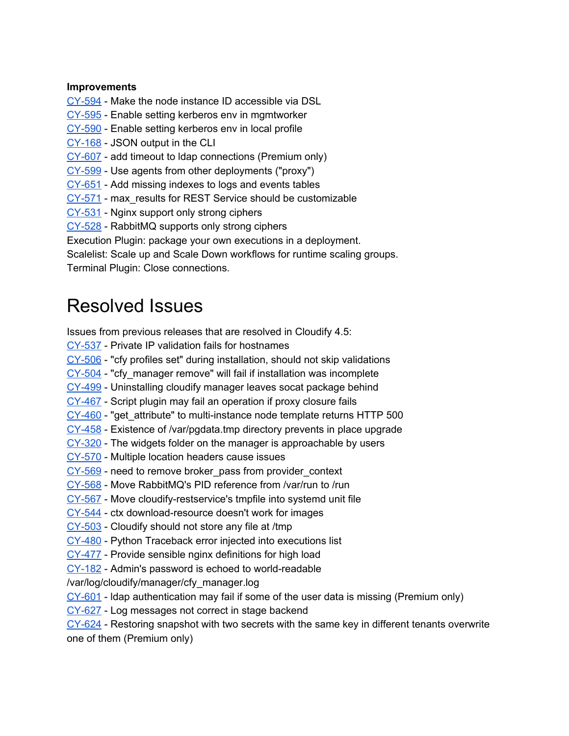**Improvements**

CY-594 - Make the node instance ID accessible via DSL
CY-595 - Enable setting kerberos env in mgmtworker
CY-590 - Enable setting kerberos env in local profile
CY-168 - JSON output in the CLI
CY-607 - add timeout to ldap connections (Premium only)
CY-599 - Use agents from other deployments ("proxy")
CY-651 - Add missing indexes to logs and events tables
CY-571 - max_results for REST Service should be customizable
CY-531 - Nginx support only strong ciphers
CY-528 - RabbitMQ supports only strong ciphers
Execution Plugin: package your own executions in a deployment.
Scalelist: Scale up and Scale Down workflows for runtime scaling groups.
Terminal Plugin: Close connections.

# Resolved Issues

Issues from previous releases that are resolved in Cloudify 4.5:
CY-537 - Private IP validation fails for hostnames
CY-506 - "cfy profiles set" during installation, should not skip validations
CY-504 - "cfy_manager remove" will fail if installation was incomplete
CY-499 - Uninstalling cloudify manager leaves socat package behind
CY-467 - Script plugin may fail an operation if proxy closure fails
CY-460 - "get_attribute" to multi-instance node template returns HTTP 500
CY-458 - Existence of /var/pgdata.tmp directory prevents in place upgrade
CY-320 - The widgets folder on the manager is approachable by users
CY-570 - Multiple location headers cause issues
CY-569 - need to remove broker_pass from provider_context
CY-568 - Move RabbitMQ's PID reference from /var/run to /run
CY-567 - Move cloudify-restservice's tmpfile into systemd unit file
CY-544 - ctx download-resource doesn't work for images
CY-503 - Cloudify should not store any file at /tmp
CY-480 - Python Traceback error injected into executions list
CY-477 - Provide sensible nginx definitions for high load
CY-182 - Admin's password is echoed to world-readable /var/log/cloudify/manager/cfy_manager.log
CY-601 - ldap authentication may fail if some of the user data is missing (Premium only)
CY-627 - Log messages not correct in stage backend
CY-624 - Restoring snapshot with two secrets with the same key in different tenants overwrite one of them (Premium only)